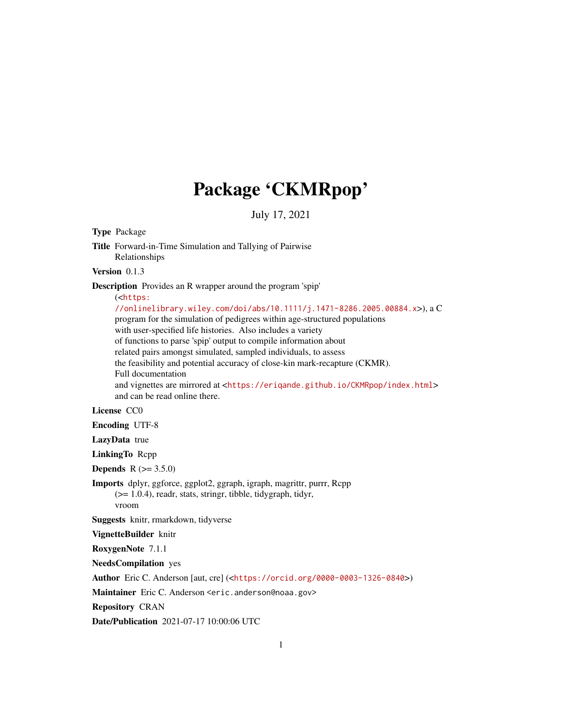# Package 'CKMRpop'

July 17, 2021

**Type** Package

**Title** Forward-in-Time Simulation and Tallying of Pairwise Relationships

**Version** 0.1.3

**Description** Provides an R wrapper around the program 'spip' (<https://onlinelibrary.wiley.com/doi/abs/10.1111/j.1471-8286.2005.00884.x>), a C program for the simulation of pedigrees within age-structured populations with user-specified life histories. Also includes a variety of functions to parse 'spip' output to compile information about related pairs amongst simulated, sampled individuals, to assess the feasibility and potential accuracy of close-kin mark-recapture (CKMR). Full documentation and vignettes are mirrored at <https://eriqande.github.io/CKMRpop/index.html> and can be read online there.

**License** CC0

**Encoding** UTF-8

**LazyData** true

**LinkingTo** Rcpp

**Depends** R (>= 3.5.0)

**Imports** dplyr, ggforce, ggplot2, ggraph, igraph, magrittr, purrr, Rcpp (>= 1.0.4), readr, stats, stringr, tibble, tidygraph, tidyr, vroom

**Suggests** knitr, rmarkdown, tidyverse

**VignetteBuilder** knitr

**RoxygenNote** 7.1.1

**NeedsCompilation** yes

**Author** Eric C. Anderson [aut, cre] (<https://orcid.org/0000-0003-1326-0840>)

**Maintainer** Eric C. Anderson <eric.anderson@noaa.gov>

**Repository** CRAN

**Date/Publication** 2021-07-17 10:00:06 UTC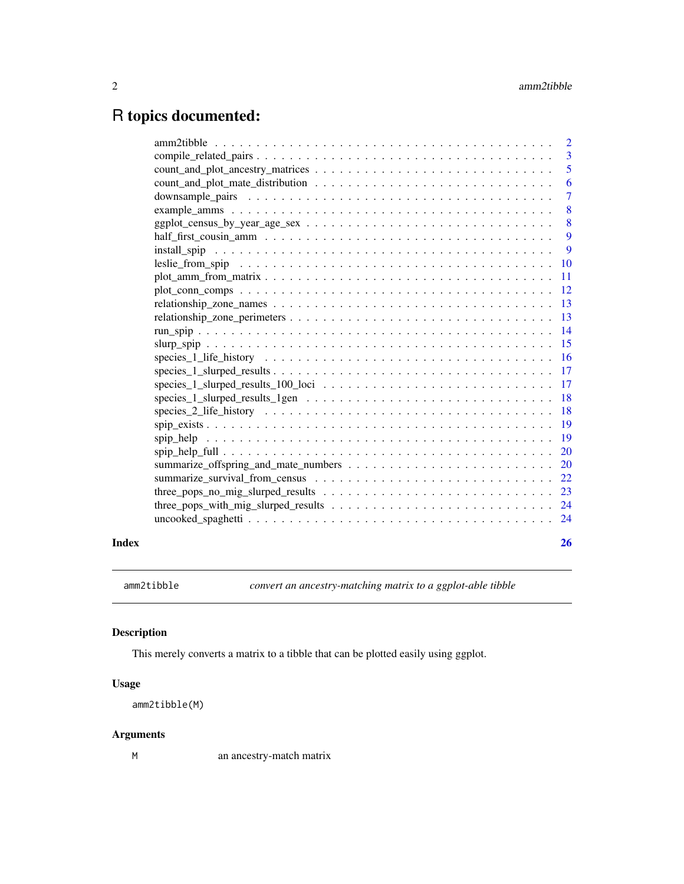# R topics documented:

| | |
|---|---|
| amm2tibble | 2 |
| compile_related_pairs | 3 |
| count_and_plot_ancestry_matrices | 5 |
| count_and_plot_mate_distribution | 6 |
| downsample_pairs | 7 |
| example_amms | 8 |
| ggplot_census_by_year_age_sex | 8 |
| half_first_cousin_amm | 9 |
| install_spip | 9 |
| leslie_from_spip | 10 |
| plot_amm_from_matrix | 11 |
| plot_conn_comps | 12 |
| relationship_zone_names | 13 |
| relationship_zone_perimeters | 13 |
| run_spip | 14 |
| slurp_spip | 15 |
| species_1_life_history | 16 |
| species_1_slurped_results | 17 |
| species_1_slurped_results_100_loci | 17 |
| species_1_slurped_results_1gen | 18 |
| species_2_life_history | 18 |
| spip_exists | 19 |
| spip_help | 19 |
| spip_help_full | 20 |
| summarize_offspring_and_mate_numbers | 20 |
| summarize_survival_from_census | 22 |
| three_pops_no_mig_slurped_results | 23 |
| three_pops_with_mig_slurped_results | 24 |
| uncooked_spaghetti | 24 |

**Index** **26**

---

amm2tibble *convert an ancestry-matching matrix to a ggplot-able tibble*

---

## Description

This merely converts a matrix to a tibble that can be plotted easily using ggplot.

## Usage

```
amm2tibble(M)
```

## Arguments

| | |
|---|---|
| M | an ancestry-match matrix |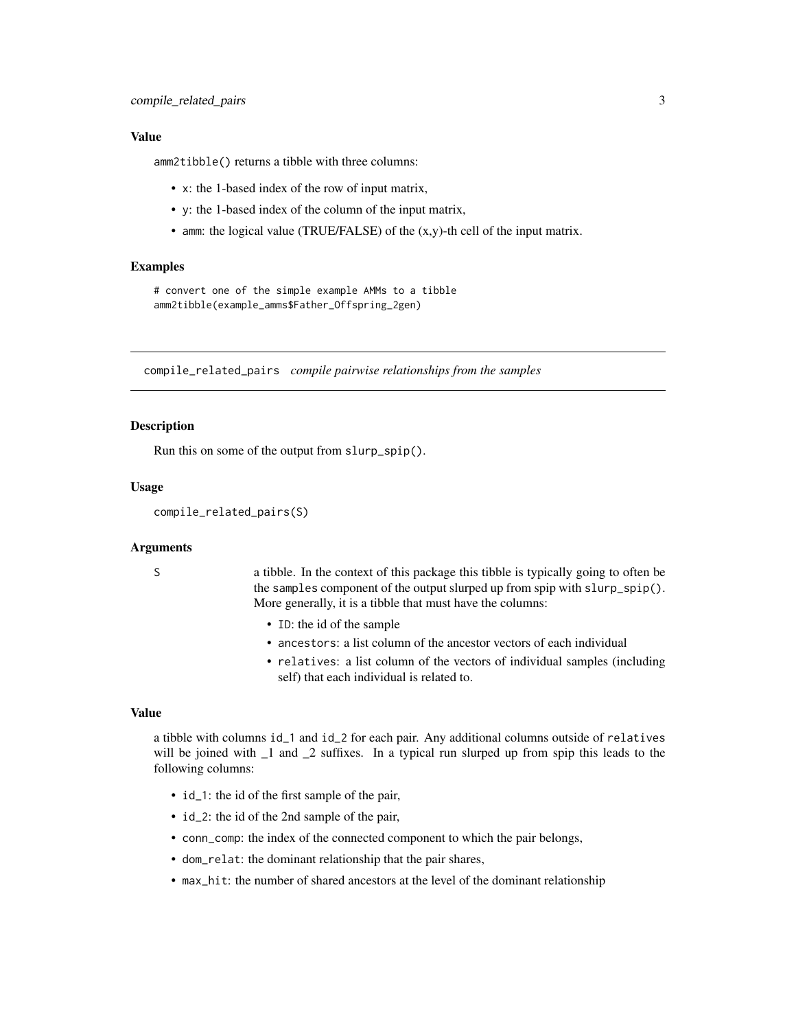### Value

amm2tibble() returns a tibble with three columns:

- x: the 1-based index of the row of input matrix,
- y: the 1-based index of the column of the input matrix,
- amm: the logical value (TRUE/FALSE) of the (x,y)-th cell of the input matrix.

### Examples

```
# convert one of the simple example AMMs to a tibble
amm2tibble(example_amms$Father_Offspring_2gen)
```

---

## compile_related_pairs *compile pairwise relationships from the samples*

### Description

Run this on some of the output from slurp_spip().

### Usage

```
compile_related_pairs(S)
```

### Arguments

S a tibble. In the context of this package this tibble is typically going to often be the samples component of the output slurped up from spip with slurp_spip(). More generally, it is a tibble that must have the columns:

- ID: the id of the sample
- ancestors: a list column of the ancestor vectors of each individual
- relatives: a list column of the vectors of individual samples (including self) that each individual is related to.

### Value

a tibble with columns id_1 and id_2 for each pair. Any additional columns outside of relatives will be joined with _1 and _2 suffixes. In a typical run slurped up from spip this leads to the following columns:

- id_1: the id of the first sample of the pair,
- id_2: the id of the 2nd sample of the pair,
- conn_comp: the index of the connected component to which the pair belongs,
- dom_relat: the dominant relationship that the pair shares,
- max_hit: the number of shared ancestors at the level of the dominant relationship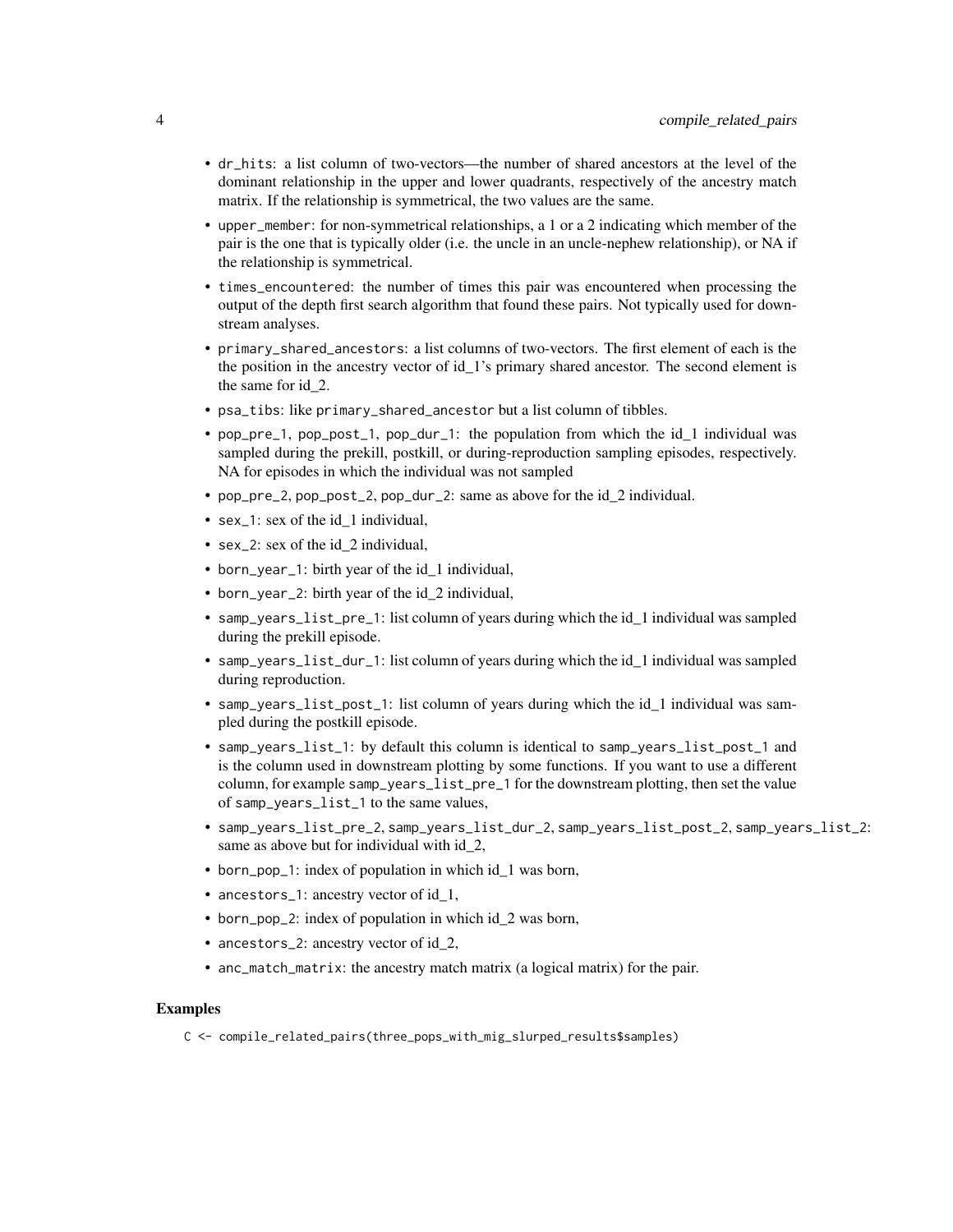- `dr_hits`: a list column of two-vectors—the number of shared ancestors at the level of the dominant relationship in the upper and lower quadrants, respectively of the ancestry match matrix. If the relationship is symmetrical, the two values are the same.
- `upper_member`: for non-symmetrical relationships, a 1 or a 2 indicating which member of the pair is the one that is typically older (i.e. the uncle in an uncle-nephew relationship), or NA if the relationship is symmetrical.
- `times_encountered`: the number of times this pair was encountered when processing the output of the depth first search algorithm that found these pairs. Not typically used for downstream analyses.
- `primary_shared_ancestors`: a list columns of two-vectors. The first element of each is the the position in the ancestry vector of id_1's primary shared ancestor. The second element is the same for id_2.
- `psa_tibs`: like `primary_shared_ancestor` but a list column of tibbles.
- `pop_pre_1`, `pop_post_1`, `pop_dur_1`: the population from which the id_1 individual was sampled during the prekill, postkill, or during-reproduction sampling episodes, respectively. NA for episodes in which the individual was not sampled
- `pop_pre_2`, `pop_post_2`, `pop_dur_2`: same as above for the id_2 individual.
- `sex_1`: sex of the id_1 individual,
- `sex_2`: sex of the id_2 individual,
- `born_year_1`: birth year of the id_1 individual,
- `born_year_2`: birth year of the id_2 individual,
- `samp_years_list_pre_1`: list column of years during which the id_1 individual was sampled during the prekill episode.
- `samp_years_list_dur_1`: list column of years during which the id_1 individual was sampled during reproduction.
- `samp_years_list_post_1`: list column of years during which the id_1 individual was sampled during the postkill episode.
- `samp_years_list_1`: by default this column is identical to `samp_years_list_post_1` and is the column used in downstream plotting by some functions. If you want to use a different column, for example `samp_years_list_pre_1` for the downstream plotting, then set the value of `samp_years_list_1` to the same values,
- `samp_years_list_pre_2`, `samp_years_list_dur_2`, `samp_years_list_post_2`, `samp_years_list_2`: same as above but for individual with id_2,
- `born_pop_1`: index of population in which id_1 was born,
- `ancestors_1`: ancestry vector of id_1,
- `born_pop_2`: index of population in which id_2 was born,
- `ancestors_2`: ancestry vector of id_2,
- `anc_match_matrix`: the ancestry match matrix (a logical matrix) for the pair.

## Examples

```
C <- compile_related_pairs(three_pops_with_mig_slurped_results$samples)
```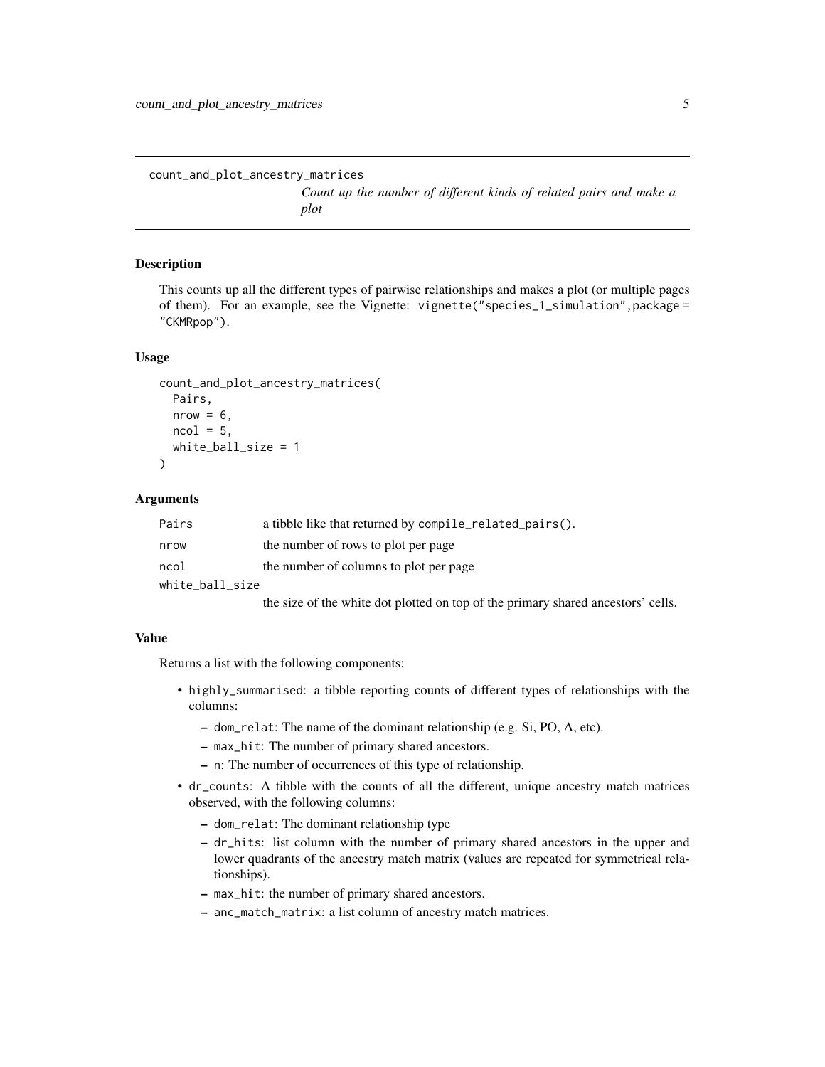`count_and_plot_ancestry_matrices`

*Count up the number of different kinds of related pairs and make a plot*

## Description

This counts up all the different types of pairwise relationships and makes a plot (or multiple pages of them). For an example, see the Vignette: `vignette("species_1_simulation",package = "CKMRpop")`.

## Usage

```
count_and_plot_ancestry_matrices(
  Pairs,
  nrow = 6,
  ncol = 5,
  white_ball_size = 1
)
```

## Arguments

| | |
|---|---|
| `Pairs` | a tibble like that returned by `compile_related_pairs()`. |
| `nrow` | the number of rows to plot per page |
| `ncol` | the number of columns to plot per page |
| `white_ball_size` | the size of the white dot plotted on top of the primary shared ancestors' cells. |

## Value

Returns a list with the following components:

- `highly_summarised`: a tibble reporting counts of different types of relationships with the columns:
  - `dom_relat`: The name of the dominant relationship (e.g. Si, PO, A, etc).
  - `max_hit`: The number of primary shared ancestors.
  - `n`: The number of occurrences of this type of relationship.
- `dr_counts`: A tibble with the counts of all the different, unique ancestry match matrices observed, with the following columns:
  - `dom_relat`: The dominant relationship type
  - `dr_hits`: list column with the number of primary shared ancestors in the upper and lower quadrants of the ancestry match matrix (values are repeated for symmetrical relationships).
  - `max_hit`: the number of primary shared ancestors.
  - `anc_match_matrix`: a list column of ancestry match matrices.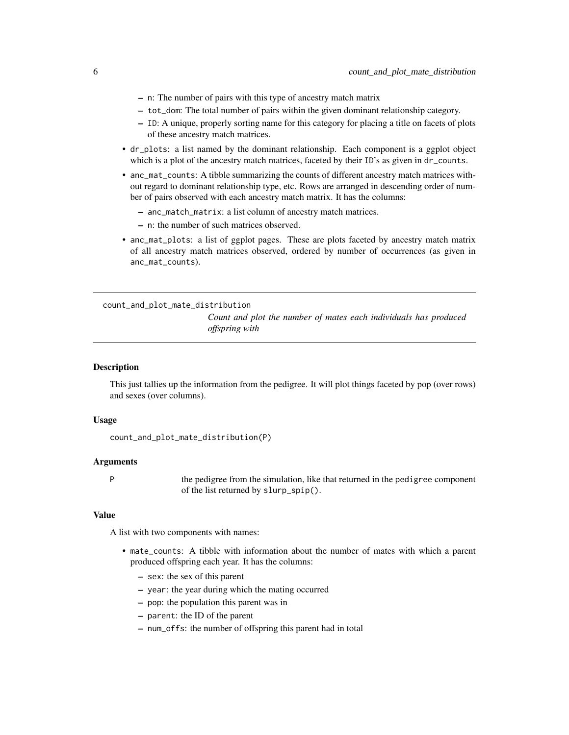- n: The number of pairs with this type of ancestry match matrix
- tot_dom: The total number of pairs within the given dominant relationship category.
- ID: A unique, properly sorting name for this category for placing a title on facets of plots of these ancestry match matrices.

- dr_plots: a list named by the dominant relationship. Each component is a ggplot object which is a plot of the ancestry match matrices, faceted by their ID's as given in dr_counts.
- anc_mat_counts: A tibble summarizing the counts of different ancestry match matrices without regard to dominant relationship type, etc. Rows are arranged in descending order of number of pairs observed with each ancestry match matrix. It has the columns:
  - anc_match_matrix: a list column of ancestry match matrices.
  - n: the number of such matrices observed.
- anc_mat_plots: a list of ggplot pages. These are plots faceted by ancestry match matrix of all ancestry match matrices observed, ordered by number of occurrences (as given in anc_mat_counts).

---

## count_and_plot_mate_distribution

*Count and plot the number of mates each individuals has produced offspring with*

---

### Description

This just tallies up the information from the pedigree. It will plot things faceted by pop (over rows) and sexes (over columns).

### Usage

```
count_and_plot_mate_distribution(P)
```

### Arguments

| | |
|---|---|
| P | the pedigree from the simulation, like that returned in the pedigree component of the list returned by slurp_spip(). |

### Value

A list with two components with names:

- mate_counts: A tibble with information about the number of mates with which a parent produced offspring each year. It has the columns:
  - sex: the sex of this parent
  - year: the year during which the mating occurred
  - pop: the population this parent was in
  - parent: the ID of the parent
  - num_offs: the number of offspring this parent had in total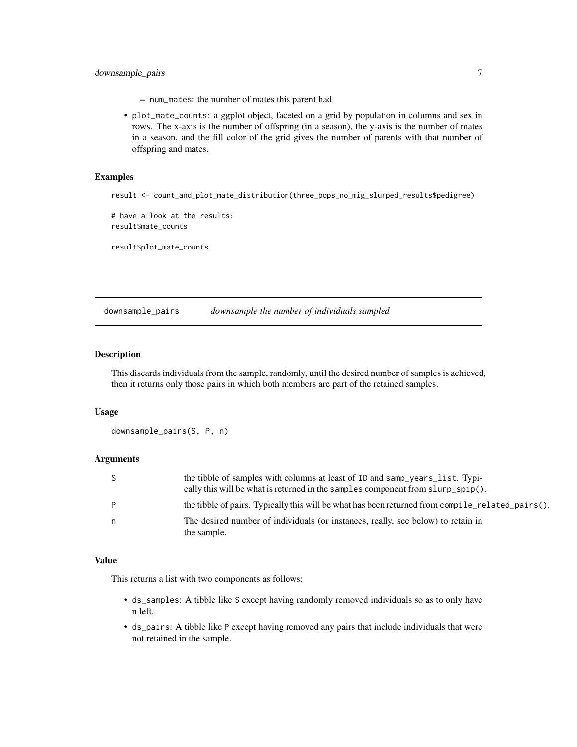- num_mates: the number of mates this parent had

- plot_mate_counts: a ggplot object, faceted on a grid by population in columns and sex in rows. The x-axis is the number of offspring (in a season), the y-axis is the number of mates in a season, and the fill color of the grid gives the number of parents with that number of offspring and mates.

### Examples

```
result <- count_and_plot_mate_distribution(three_pops_no_mig_slurped_results$pedigree)

# have a look at the results:
result$mate_counts

result$plot_mate_counts
```

## downsample_pairs    *downsample the number of individuals sampled*

### Description

This discards individuals from the sample, randomly, until the desired number of samples is achieved, then it returns only those pairs in which both members are part of the retained samples.

### Usage

```
downsample_pairs(S, P, n)
```

### Arguments

| | |
|---|---|
| S | the tibble of samples with columns at least of ID and samp_years_list. Typically this will be what is returned in the samples component from slurp_spip(). |
| P | the tibble of pairs. Typically this will be what has been returned from compile_related_pairs(). |
| n | The desired number of individuals (or instances, really, see below) to retain in the sample. |

### Value

This returns a list with two components as follows:

- ds_samples: A tibble like S except having randomly removed individuals so as to only have n left.
- ds_pairs: A tibble like P except having removed any pairs that include individuals that were not retained in the sample.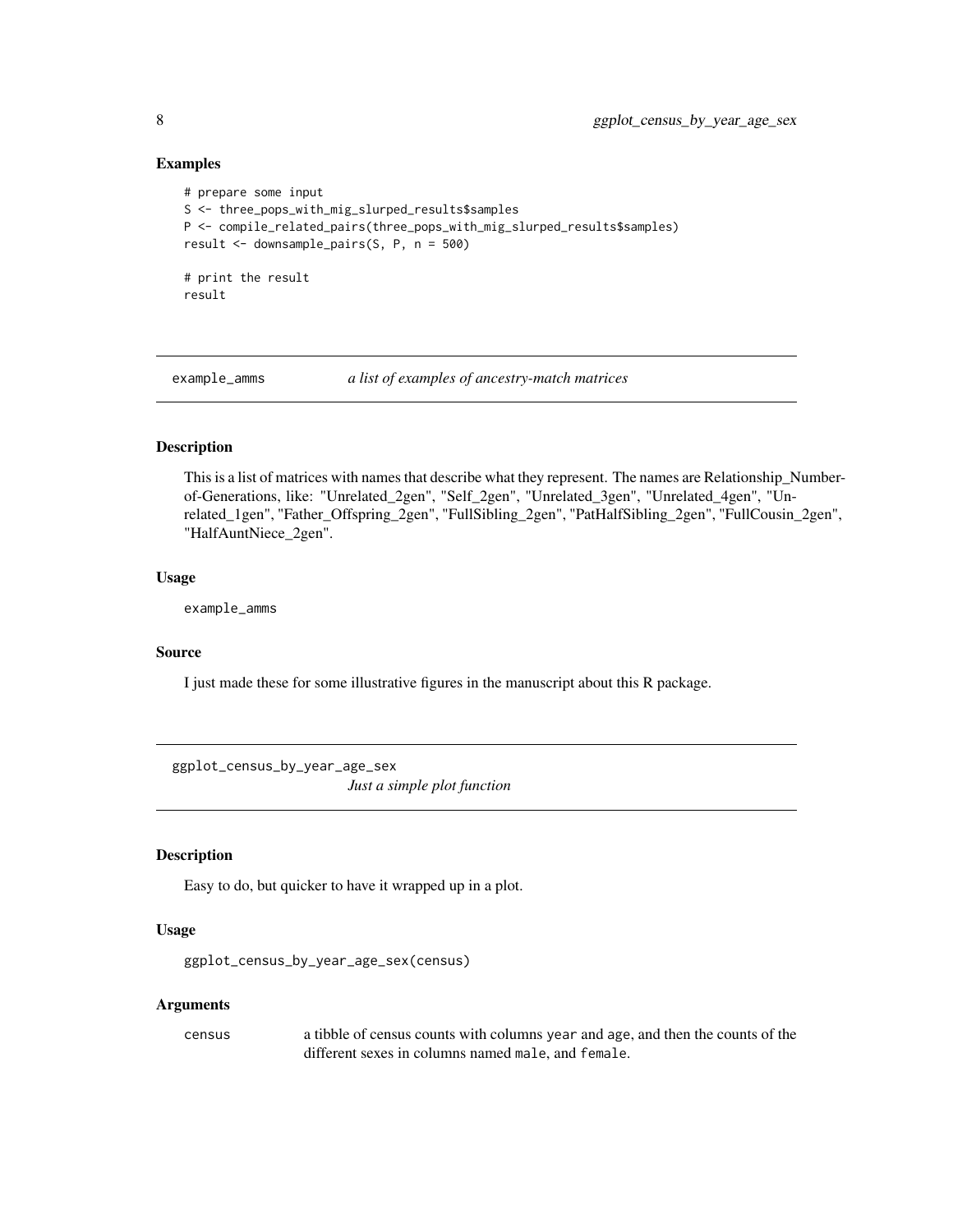### Examples

```
# prepare some input
S <- three_pops_with_mig_slurped_results$samples
P <- compile_related_pairs(three_pops_with_mig_slurped_results$samples)
result <- downsample_pairs(S, P, n = 500)

# print the result
result
```

## example_amms — *a list of examples of ancestry-match matrices*

### Description

This is a list of matrices with names that describe what they represent. The names are Relationship_Number-of-Generations, like: "Unrelated_2gen", "Self_2gen", "Unrelated_3gen", "Unrelated_4gen", "Unrelated_1gen", "Father_Offspring_2gen", "FullSibling_2gen", "PatHalfSibling_2gen", "FullCousin_2gen", "HalfAuntNiece_2gen".

### Usage

```
example_amms
```

### Source

I just made these for some illustrative figures in the manuscript about this R package.

## ggplot_census_by_year_age_sex — *Just a simple plot function*

### Description

Easy to do, but quicker to have it wrapped up in a plot.

### Usage

```
ggplot_census_by_year_age_sex(census)
```

### Arguments

| | |
|---|---|
| census | a tibble of census counts with columns `year` and `age`, and then the counts of the different sexes in columns named `male`, and `female`. |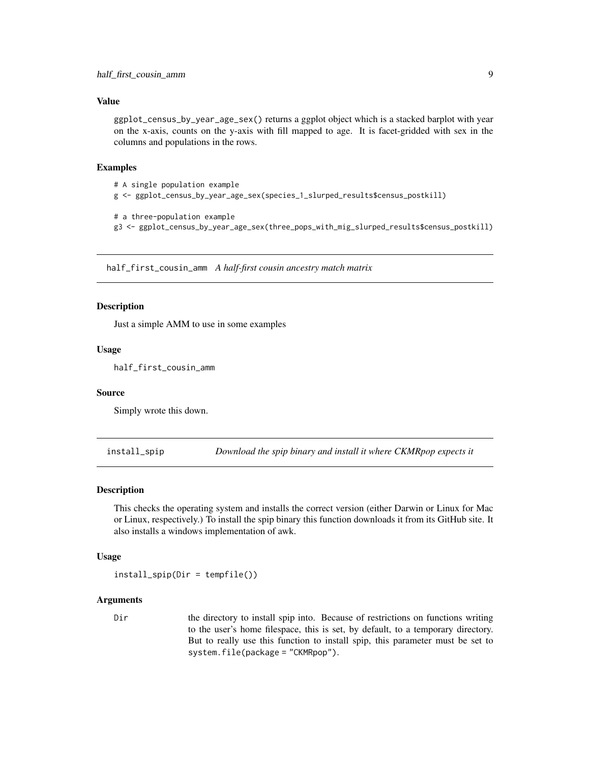### Value

ggplot_census_by_year_age_sex() returns a ggplot object which is a stacked barplot with year on the x-axis, counts on the y-axis with fill mapped to age. It is facet-gridded with sex in the columns and populations in the rows.

### Examples

```
# A single population example
g <- ggplot_census_by_year_age_sex(species_1_slurped_results$census_postkill)

# a three-population example
g3 <- ggplot_census_by_year_age_sex(three_pops_with_mig_slurped_results$census_postkill)
```

---

## half_first_cousin_amm *A half-first cousin ancestry match matrix*

### Description

Just a simple AMM to use in some examples

### Usage

```
half_first_cousin_amm
```

### Source

Simply wrote this down.

---

## install_spip *Download the spip binary and install it where CKMRpop expects it*

### Description

This checks the operating system and installs the correct version (either Darwin or Linux for Mac or Linux, respectively.) To install the spip binary this function downloads it from its GitHub site. It also installs a windows implementation of awk.

### Usage

```
install_spip(Dir = tempfile())
```

### Arguments

Dir the directory to install spip into. Because of restrictions on functions writing to the user's home filespace, this is set, by default, to a temporary directory. But to really use this function to install spip, this parameter must be set to system.file(package = "CKMRpop").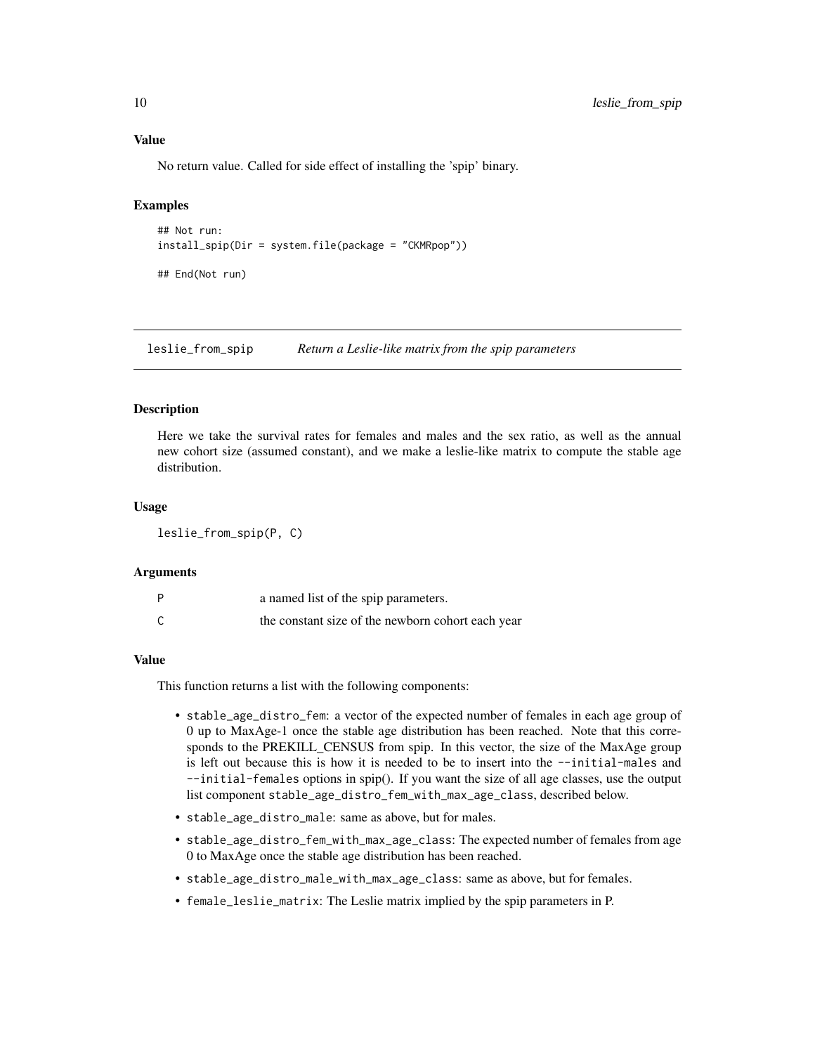### Value

No return value. Called for side effect of installing the 'spip' binary.

### Examples

```
## Not run:
install_spip(Dir = system.file(package = "CKMRpop"))

## End(Not run)
```

---

## leslie_from_spip *Return a Leslie-like matrix from the spip parameters*

---

### Description

Here we take the survival rates for females and males and the sex ratio, as well as the annual new cohort size (assumed constant), and we make a leslie-like matrix to compute the stable age distribution.

### Usage

```
leslie_from_spip(P, C)
```

### Arguments

| | |
|---|---|
| P | a named list of the spip parameters. |
| C | the constant size of the newborn cohort each year |

### Value

This function returns a list with the following components:

- `stable_age_distro_fem`: a vector of the expected number of females in each age group of 0 up to MaxAge-1 once the stable age distribution has been reached. Note that this corresponds to the PREKILL_CENSUS from spip. In this vector, the size of the MaxAge group is left out because this is how it is needed to be to insert into the `--initial-males` and `--initial-females` options in spip(). If you want the size of all age classes, use the output list component `stable_age_distro_fem_with_max_age_class`, described below.
- `stable_age_distro_male`: same as above, but for males.
- `stable_age_distro_fem_with_max_age_class`: The expected number of females from age 0 to MaxAge once the stable age distribution has been reached.
- `stable_age_distro_male_with_max_age_class`: same as above, but for females.
- `female_leslie_matrix`: The Leslie matrix implied by the spip parameters in P.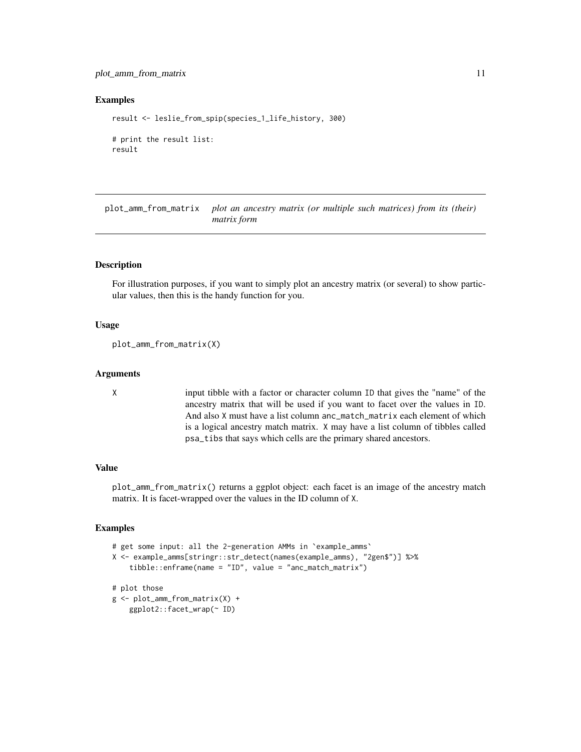## Examples

```
result <- leslie_from_spip(species_1_life_history, 300)

# print the result list:
result
```

---

# plot_amm_from_matrix

*plot an ancestry matrix (or multiple such matrices) from its (their) matrix form*

---

### Description

For illustration purposes, if you want to simply plot an ancestry matrix (or several) to show particular values, then this is the handy function for you.

### Usage

```
plot_amm_from_matrix(X)
```

### Arguments

| | |
|---|---|
| X | input tibble with a factor or character column ID that gives the "name" of the ancestry matrix that will be used if you want to facet over the values in ID. And also X must have a list column anc_match_matrix each element of which is a logical ancestry match matrix. X may have a list column of tibbles called psa_tibs that says which cells are the primary shared ancestors. |

### Value

plot_amm_from_matrix() returns a ggplot object: each facet is an image of the ancestry match matrix. It is facet-wrapped over the values in the ID column of X.

### Examples

```
# get some input: all the 2-generation AMMs in `example_amms`
X <- example_amms[stringr::str_detect(names(example_amms), "2gen$")] %>%
    tibble::enframe(name = "ID", value = "anc_match_matrix")

# plot those
g <- plot_amm_from_matrix(X) +
    ggplot2::facet_wrap(~ ID)
```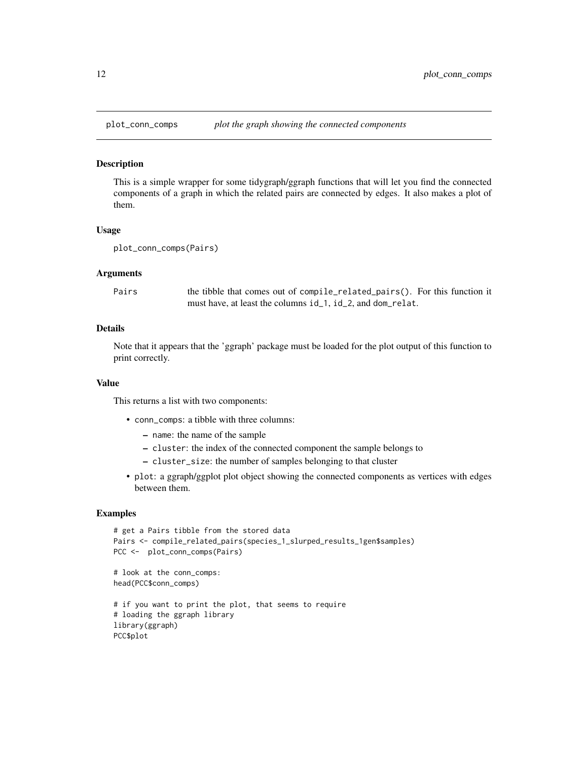## plot_conn_comps — *plot the graph showing the connected components*

### Description

This is a simple wrapper for some tidygraph/ggraph functions that will let you find the connected components of a graph in which the related pairs are connected by edges. It also makes a plot of them.

### Usage

```
plot_conn_comps(Pairs)
```

### Arguments

| | |
|---|---|
| Pairs | the tibble that comes out of `compile_related_pairs()`. For this function it must have, at least the columns `id_1`, `id_2`, and `dom_relat`. |

### Details

Note that it appears that the 'ggraph' package must be loaded for the plot output of this function to print correctly.

### Value

This returns a list with two components:

- `conn_comps`: a tibble with three columns:
  - `name`: the name of the sample
  - `cluster`: the index of the connected component the sample belongs to
  - `cluster_size`: the number of samples belonging to that cluster
- `plot`: a ggraph/ggplot plot object showing the connected components as vertices with edges between them.

### Examples

```
# get a Pairs tibble from the stored data
Pairs <- compile_related_pairs(species_1_slurped_results_1gen$samples)
PCC <-  plot_conn_comps(Pairs)

# look at the conn_comps:
head(PCC$conn_comps)

# if you want to print the plot, that seems to require
# loading the ggraph library
library(ggraph)
PCC$plot
```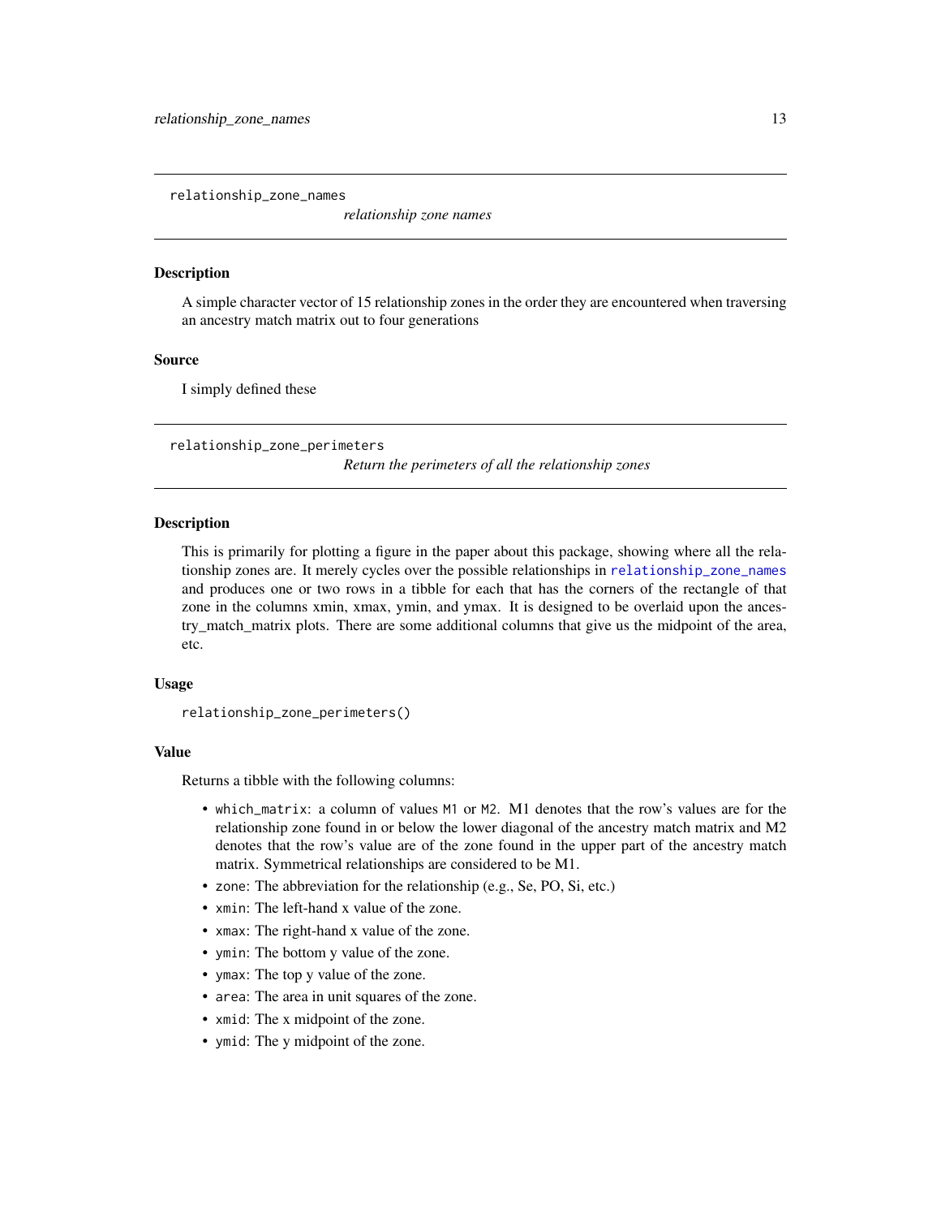## relationship_zone_names

*relationship zone names*

### Description

A simple character vector of 15 relationship zones in the order they are encountered when traversing an ancestry match matrix out to four generations

### Source

I simply defined these

## relationship_zone_perimeters

*Return the perimeters of all the relationship zones*

### Description

This is primarily for plotting a figure in the paper about this package, showing where all the relationship zones are. It merely cycles over the possible relationships in `relationship_zone_names` and produces one or two rows in a tibble for each that has the corners of the rectangle of that zone in the columns xmin, xmax, ymin, and ymax. It is designed to be overlaid upon the ancestry_match_matrix plots. There are some additional columns that give us the midpoint of the area, etc.

### Usage

```
relationship_zone_perimeters()
```

### Value

Returns a tibble with the following columns:

- `which_matrix`: a column of values `M1` or `M2`. M1 denotes that the row's values are for the relationship zone found in or below the lower diagonal of the ancestry match matrix and M2 denotes that the row's value are of the zone found in the upper part of the ancestry match matrix. Symmetrical relationships are considered to be M1.
- `zone`: The abbreviation for the relationship (e.g., Se, PO, Si, etc.)
- `xmin`: The left-hand x value of the zone.
- `xmax`: The right-hand x value of the zone.
- `ymin`: The bottom y value of the zone.
- `ymax`: The top y value of the zone.
- `area`: The area in unit squares of the zone.
- `xmid`: The x midpoint of the zone.
- `ymid`: The y midpoint of the zone.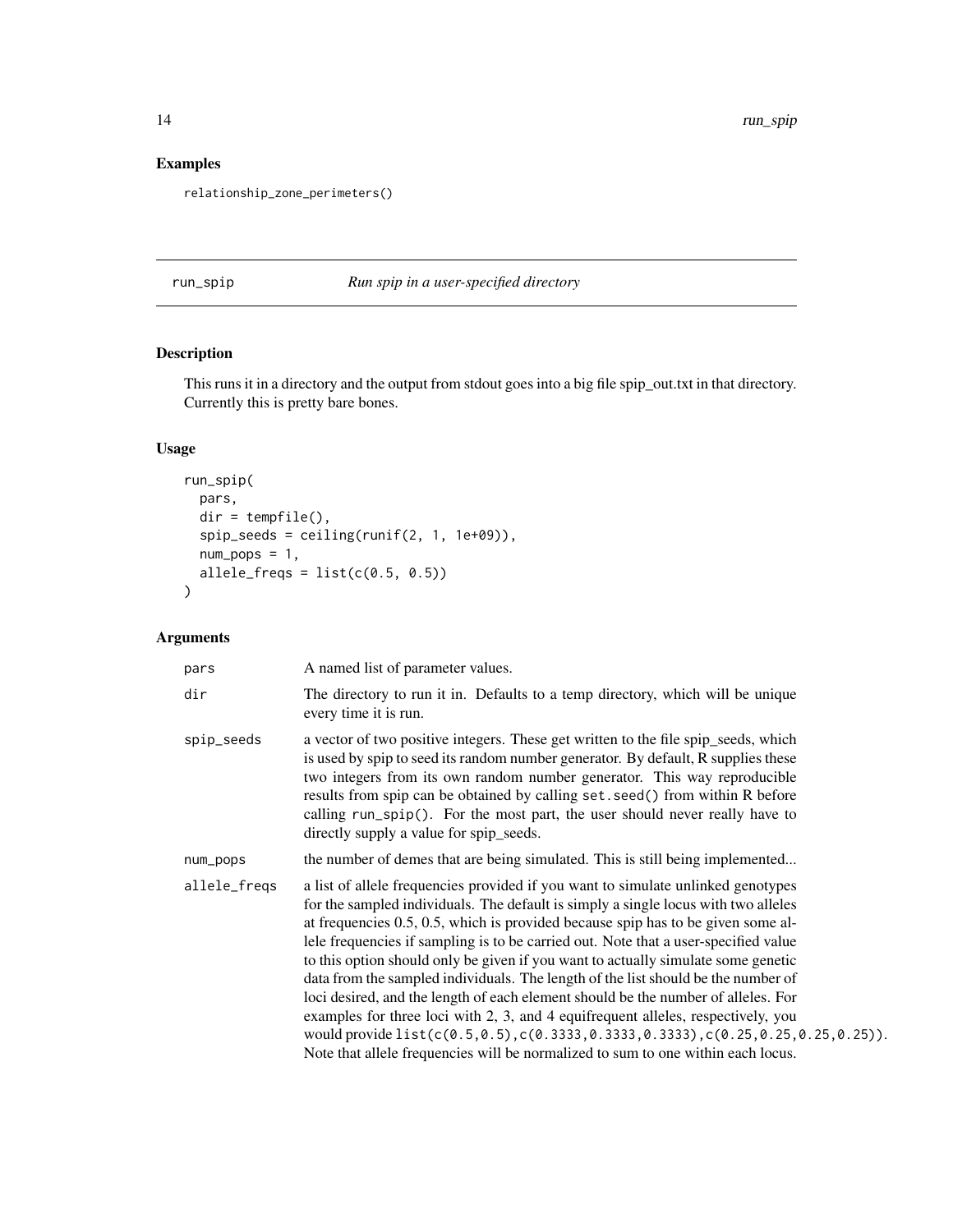## Examples

```
relationship_zone_perimeters()
```

---

## run_spip — *Run spip in a user-specified directory*

---

### Description

This runs it in a directory and the output from stdout goes into a big file spip_out.txt in that directory. Currently this is pretty bare bones.

### Usage

```
run_spip(
  pars,
  dir = tempfile(),
  spip_seeds = ceiling(runif(2, 1, 1e+09)),
  num_pops = 1,
  allele_freqs = list(c(0.5, 0.5))
)
```

### Arguments

| Argument | Description |
|---|---|
| `pars` | A named list of parameter values. |
| `dir` | The directory to run it in. Defaults to a temp directory, which will be unique every time it is run. |
| `spip_seeds` | a vector of two positive integers. These get written to the file spip_seeds, which is used by spip to seed its random number generator. By default, R supplies these two integers from its own random number generator. This way reproducible results from spip can be obtained by calling `set.seed()` from within R before calling `run_spip()`. For the most part, the user should never really have to directly supply a value for spip_seeds. |
| `num_pops` | the number of demes that are being simulated. This is still being implemented... |
| `allele_freqs` | a list of allele frequencies provided if you want to simulate unlinked genotypes for the sampled individuals. The default is simply a single locus with two alleles at frequencies 0.5, 0.5, which is provided because spip has to be given some allele frequencies if sampling is to be carried out. Note that a user-specified value to this option should only be given if you want to actually simulate some genetic data from the sampled individuals. The length of the list should be the number of loci desired, and the length of each element should be the number of alleles. For examples for three loci with 2, 3, and 4 equifrequent alleles, respectively, you would provide `list(c(0.5,0.5),c(0.3333,0.3333,0.3333),c(0.25,0.25,0.25,0.25))`. Note that allele frequencies will be normalized to sum to one within each locus. |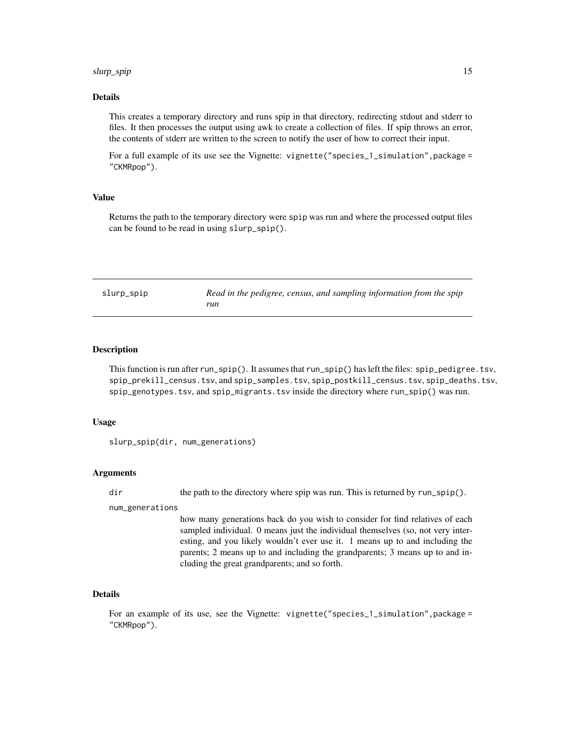### Details

This creates a temporary directory and runs spip in that directory, redirecting stdout and stderr to files. It then processes the output using awk to create a collection of files. If spip throws an error, the contents of stderr are written to the screen to notify the user of how to correct their input.

For a full example of its use see the Vignette: `vignette("species_1_simulation",package = "CKMRpop")`.

### Value

Returns the path to the temporary directory were `spip` was run and where the processed output files can be found to be read in using `slurp_spip()`.

---

## slurp_spip — *Read in the pedigree, census, and sampling information from the spip run*

---

### Description

This function is run after `run_spip()`. It assumes that `run_spip()` has left the files: `spip_pedigree.tsv`, `spip_prekill_census.tsv`, and `spip_samples.tsv`, `spip_postkill_census.tsv`, `spip_deaths.tsv`, `spip_genotypes.tsv`, and `spip_migrants.tsv` inside the directory where `run_spip()` was run.

### Usage

```
slurp_spip(dir, num_generations)
```

### Arguments

`dir` — the path to the directory where spip was run. This is returned by `run_spip()`.

`num_generations` — how many generations back do you wish to consider for find relatives of each sampled individual. 0 means just the individual themselves (so, not very interesting, and you likely wouldn't ever use it. 1 means up to and including the parents; 2 means up to and including the grandparents; 3 means up to and including the great grandparents; and so forth.

### Details

For an example of its use, see the Vignette: `vignette("species_1_simulation",package = "CKMRpop")`.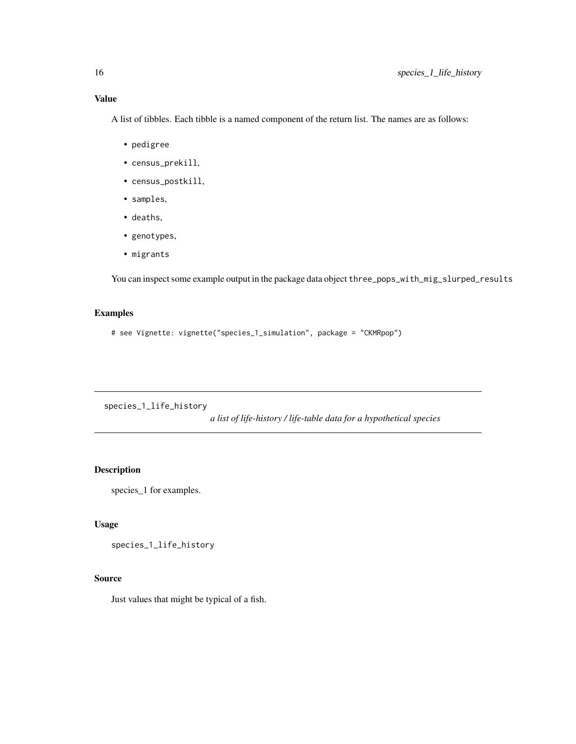## Value

A list of tibbles. Each tibble is a named component of the return list. The names are as follows:

- `pedigree`
- `census_prekill`,
- `census_postkill`,
- `samples`,
- `deaths`,
- `genotypes`,
- `migrants`

You can inspect some example output in the package data object `three_pops_with_mig_slurped_results`

## Examples

```
# see Vignette: vignette("species_1_simulation", package = "CKMRpop")
```

---

# species_1_life_history &nbsp;&nbsp;&nbsp; *a list of life-history / life-table data for a hypothetical species*

---

## Description

species_1 for examples.

## Usage

```
species_1_life_history
```

## Source

Just values that might be typical of a fish.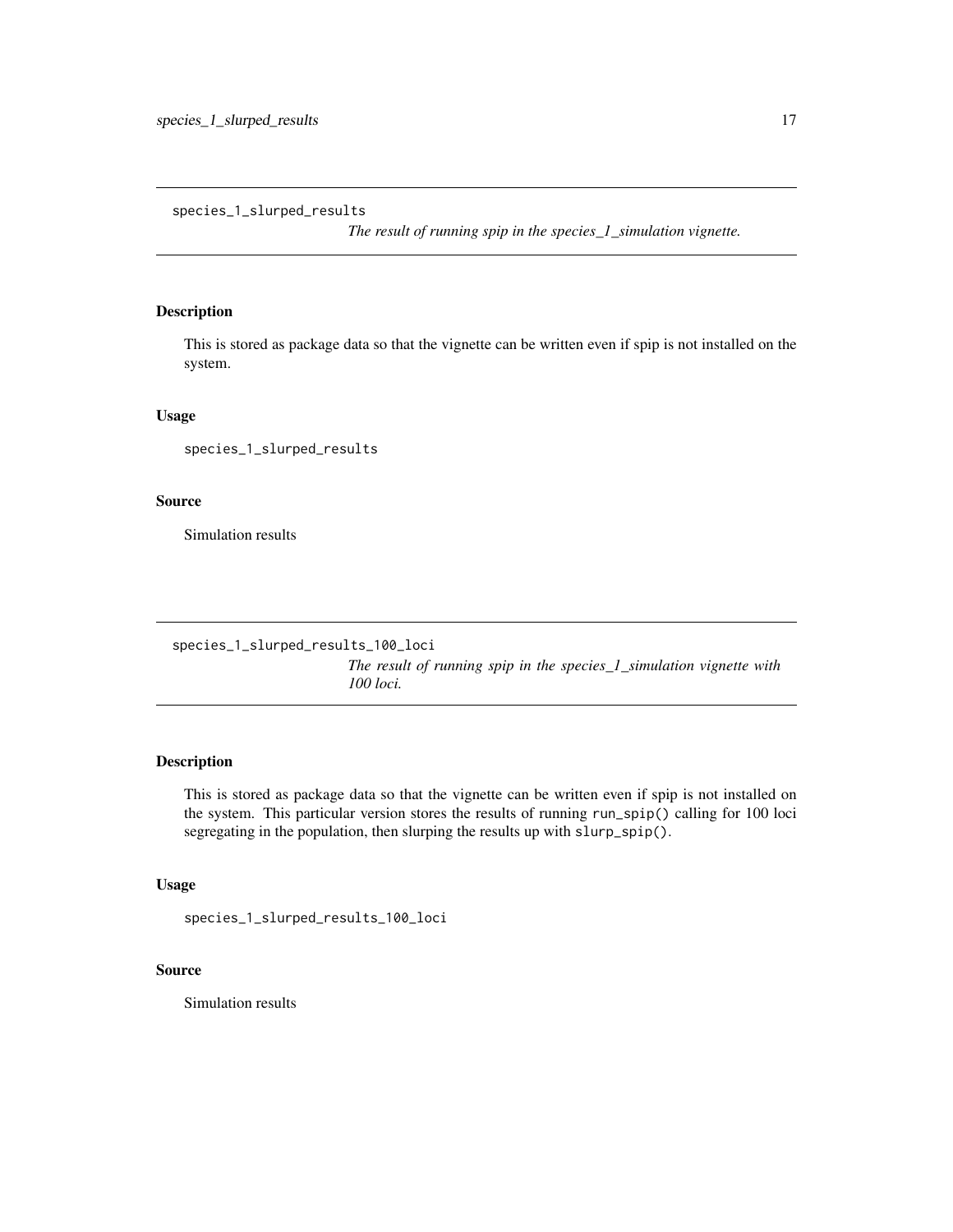## species_1_slurped_results

*The result of running spip in the species_1_simulation vignette.*

### Description

This is stored as package data so that the vignette can be written even if spip is not installed on the system.

### Usage

```
species_1_slurped_results
```

### Source

Simulation results

## species_1_slurped_results_100_loci

*The result of running spip in the species_1_simulation vignette with 100 loci.*

### Description

This is stored as package data so that the vignette can be written even if spip is not installed on the system. This particular version stores the results of running `run_spip()` calling for 100 loci segregating in the population, then slurping the results up with `slurp_spip()`.

### Usage

```
species_1_slurped_results_100_loci
```

### Source

Simulation results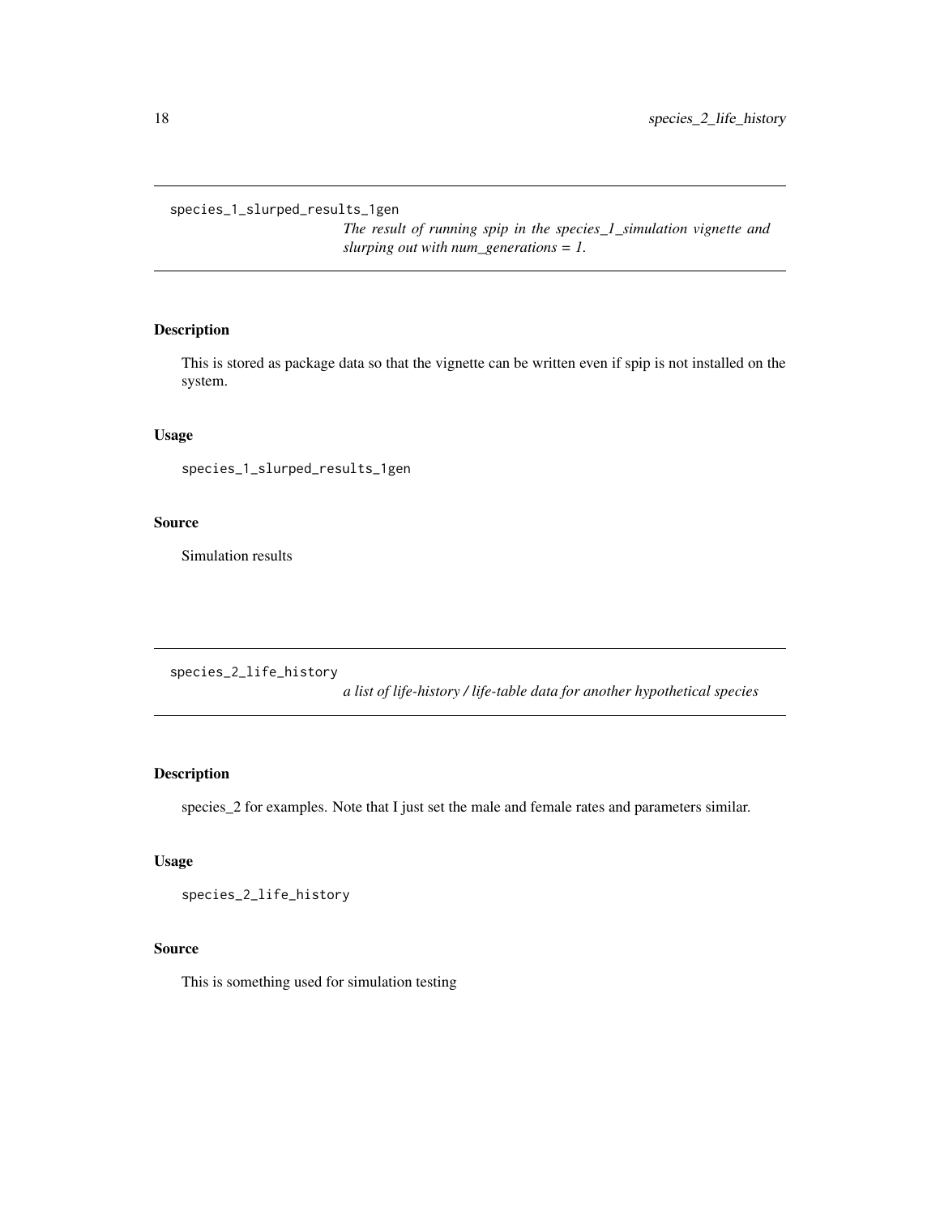## species_1_slurped_results_1gen

*The result of running spip in the species_1_simulation vignette and slurping out with num_generations = 1.*

### Description

This is stored as package data so that the vignette can be written even if spip is not installed on the system.

### Usage

```
species_1_slurped_results_1gen
```

### Source

Simulation results

## species_2_life_history

*a list of life-history / life-table data for another hypothetical species*

### Description

species_2 for examples. Note that I just set the male and female rates and parameters similar.

### Usage

```
species_2_life_history
```

### Source

This is something used for simulation testing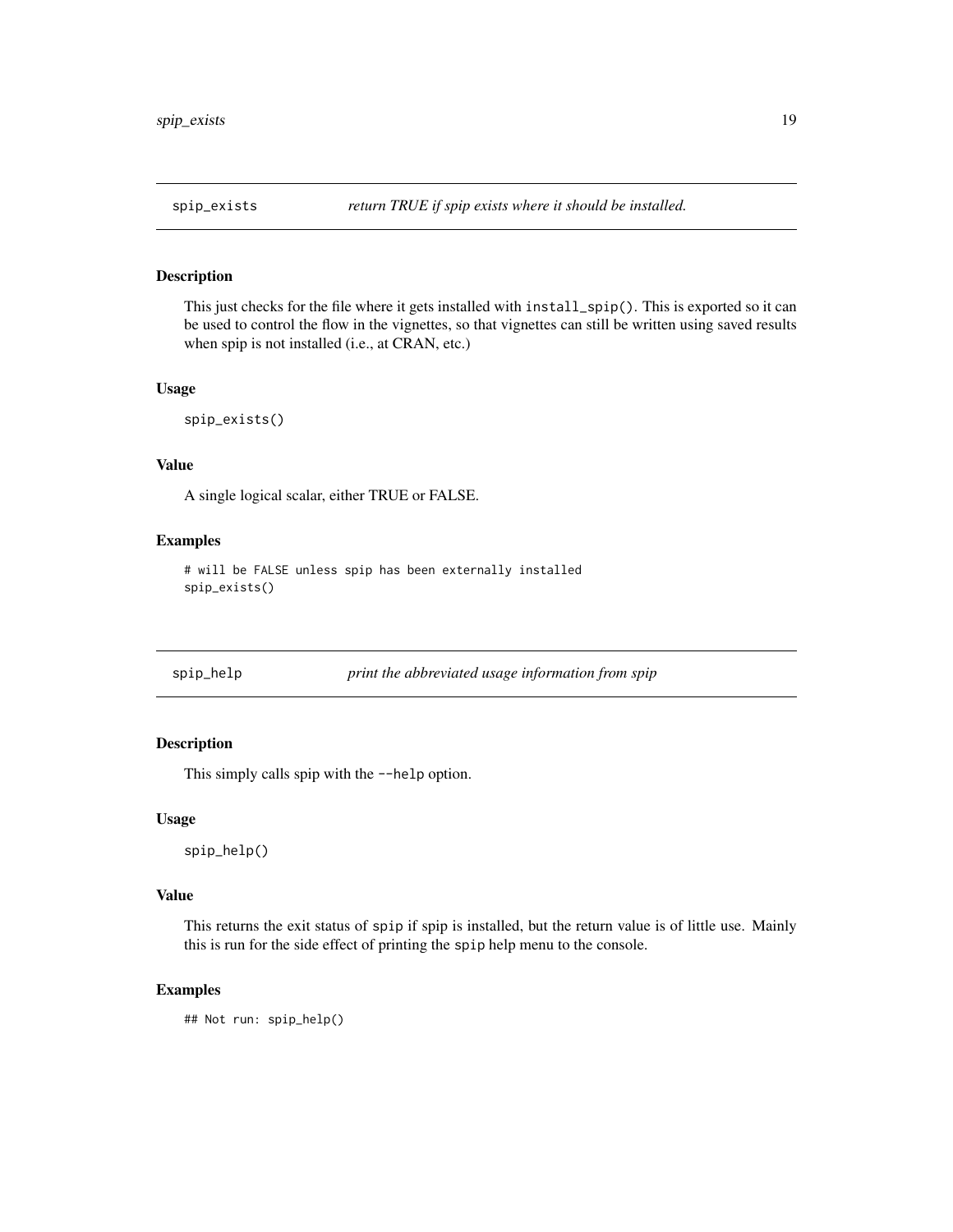## spip_exists — *return TRUE if spip exists where it should be installed.*

### Description

This just checks for the file where it gets installed with `install_spip()`. This is exported so it can be used to control the flow in the vignettes, so that vignettes can still be written using saved results when spip is not installed (i.e., at CRAN, etc.)

### Usage

```
spip_exists()
```

### Value

A single logical scalar, either TRUE or FALSE.

### Examples

```
# will be FALSE unless spip has been externally installed
spip_exists()
```

## spip_help — *print the abbreviated usage information from spip*

### Description

This simply calls spip with the `--help` option.

### Usage

```
spip_help()
```

### Value

This returns the exit status of `spip` if spip is installed, but the return value is of little use. Mainly this is run for the side effect of printing the `spip` help menu to the console.

### Examples

```
## Not run: spip_help()
```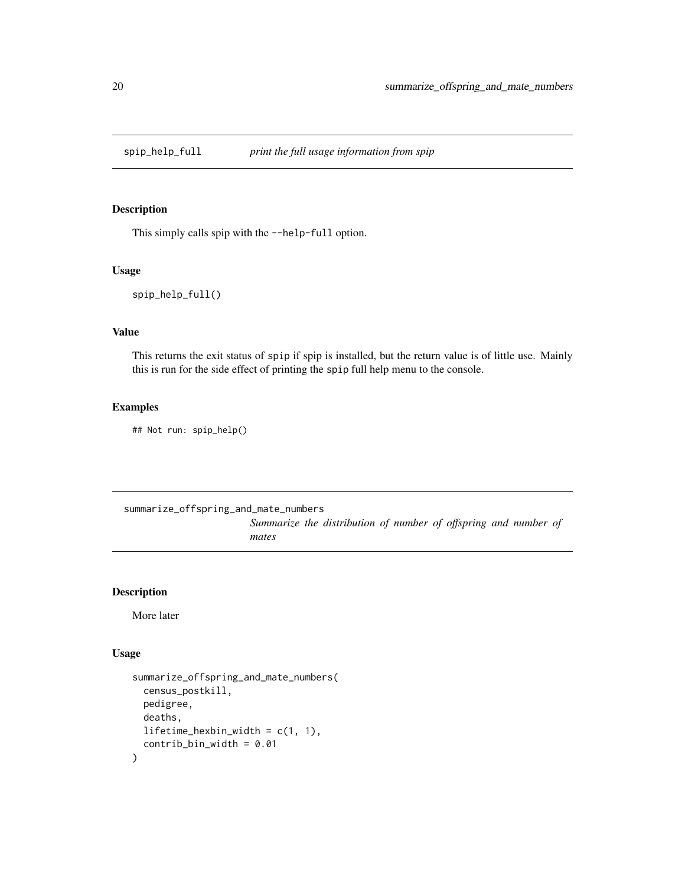## spip_help_full

*print the full usage information from spip*

### Description

This simply calls spip with the `--help-full` option.

### Usage

```
spip_help_full()
```

### Value

This returns the exit status of `spip` if spip is installed, but the return value is of little use. Mainly this is run for the side effect of printing the `spip` full help menu to the console.

### Examples

```
## Not run: spip_help()
```

## summarize_offspring_and_mate_numbers

*Summarize the distribution of number of offspring and number of mates*

### Description

More later

### Usage

```
summarize_offspring_and_mate_numbers(
  census_postkill,
  pedigree,
  deaths,
  lifetime_hexbin_width = c(1, 1),
  contrib_bin_width = 0.01
)
```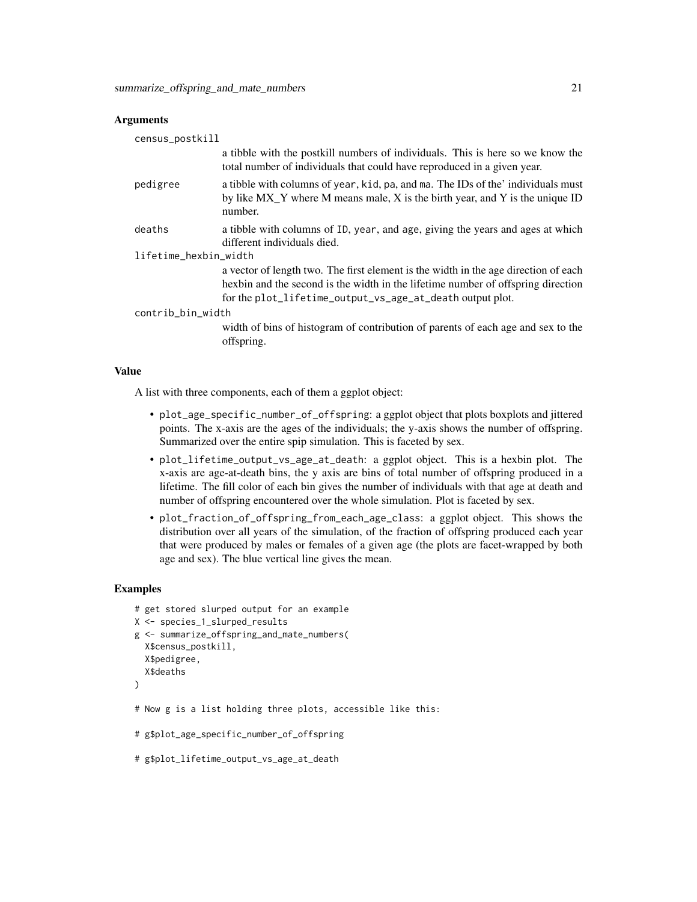### Arguments

**census_postkill**
: a tibble with the postkill numbers of individuals. This is here so we know the total number of individuals that could have reproduced in a given year.

**pedigree**
: a tibble with columns of `year`, `kid`, `pa`, and `ma`. The IDs of the' individuals must by like MX_Y where M means male, X is the birth year, and Y is the unique ID number.

**deaths**
: a tibble with columns of `ID`, `year`, and `age`, giving the years and ages at which different individuals died.

**lifetime_hexbin_width**
: a vector of length two. The first element is the width in the age direction of each hexbin and the second is the width in the lifetime number of offspring direction for the `plot_lifetime_output_vs_age_at_death` output plot.

**contrib_bin_width**
: width of bins of histogram of contribution of parents of each age and sex to the offspring.

### Value

A list with three components, each of them a ggplot object:

- `plot_age_specific_number_of_offspring`: a ggplot object that plots boxplots and jittered points. The x-axis are the ages of the individuals; the y-axis shows the number of offspring. Summarized over the entire spip simulation. This is faceted by sex.
- `plot_lifetime_output_vs_age_at_death`: a ggplot object. This is a hexbin plot. The x-axis are age-at-death bins, the y axis are bins of total number of offspring produced in a lifetime. The fill color of each bin gives the number of individuals with that age at death and number of offspring encountered over the whole simulation. Plot is faceted by sex.
- `plot_fraction_of_offspring_from_each_age_class`: a ggplot object. This shows the distribution over all years of the simulation, of the fraction of offspring produced each year that were produced by males or females of a given age (the plots are facet-wrapped by both age and sex). The blue vertical line gives the mean.

### Examples

```
# get stored slurped output for an example
X <- species_1_slurped_results
g <- summarize_offspring_and_mate_numbers(
  X$census_postkill,
  X$pedigree,
  X$deaths
)

# Now g is a list holding three plots, accessible like this:

# g$plot_age_specific_number_of_offspring

# g$plot_lifetime_output_vs_age_at_death
```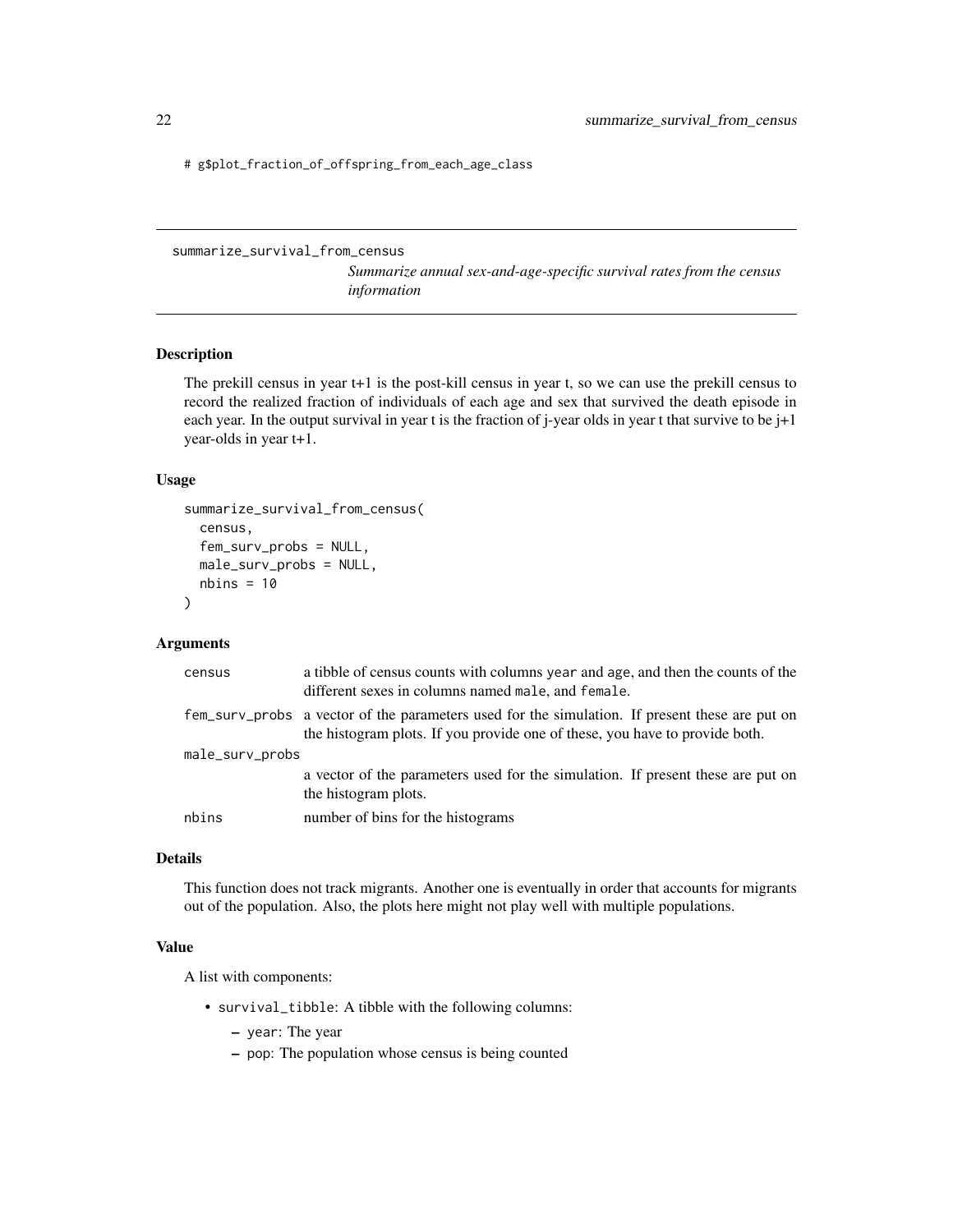```
# g$plot_fraction_of_offspring_from_each_age_class
```

## summarize_survival_from_census

*Summarize annual sex-and-age-specific survival rates from the census information*

### Description

The prekill census in year t+1 is the post-kill census in year t, so we can use the prekill census to record the realized fraction of individuals of each age and sex that survived the death episode in each year. In the output survival in year t is the fraction of j-year olds in year t that survive to be j+1 year-olds in year t+1.

### Usage

```
summarize_survival_from_census(
  census,
  fem_surv_probs = NULL,
  male_surv_probs = NULL,
  nbins = 10
)
```

### Arguments

| | |
|---|---|
| `census` | a tibble of census counts with columns `year` and `age`, and then the counts of the different sexes in columns named `male`, and `female`. |
| `fem_surv_probs` | a vector of the parameters used for the simulation. If present these are put on the histogram plots. If you provide one of these, you have to provide both. |
| `male_surv_probs` | a vector of the parameters used for the simulation. If present these are put on the histogram plots. |
| `nbins` | number of bins for the histograms |

### Details

This function does not track migrants. Another one is eventually in order that accounts for migrants out of the population. Also, the plots here might not play well with multiple populations.

### Value

A list with components:

- `survival_tibble`: A tibble with the following columns:
  - `year`: The year
  - `pop`: The population whose census is being counted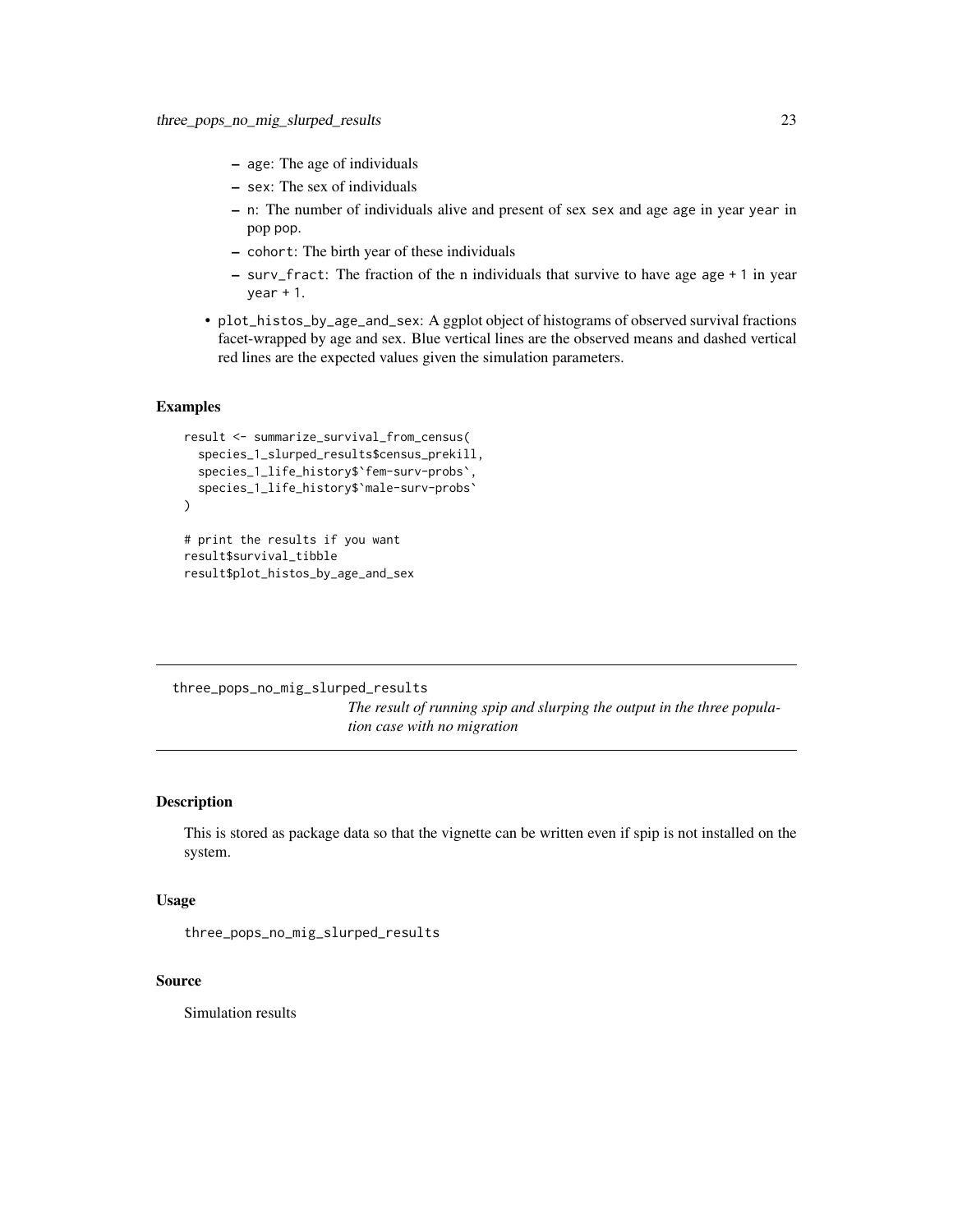- `age`: The age of individuals
  - `sex`: The sex of individuals
  - `n`: The number of individuals alive and present of sex `sex` and age `age` in year `year` in pop `pop`.
  - `cohort`: The birth year of these individuals
  - `surv_fract`: The fraction of the n individuals that survive to have age `age + 1` in year `year + 1`.
- `plot_histos_by_age_and_sex`: A ggplot object of histograms of observed survival fractions facet-wrapped by age and sex. Blue vertical lines are the observed means and dashed vertical red lines are the expected values given the simulation parameters.

### Examples

```
result <- summarize_survival_from_census(
  species_1_slurped_results$census_prekill,
  species_1_life_history$`fem-surv-probs`,
  species_1_life_history$`male-surv-probs`
)

# print the results if you want
result$survival_tibble
result$plot_histos_by_age_and_sex
```

---

## three_pops_no_mig_slurped_results

*The result of running spip and slurping the output in the three population case with no migration*

---

### Description

This is stored as package data so that the vignette can be written even if spip is not installed on the system.

### Usage

```
three_pops_no_mig_slurped_results
```

### Source

Simulation results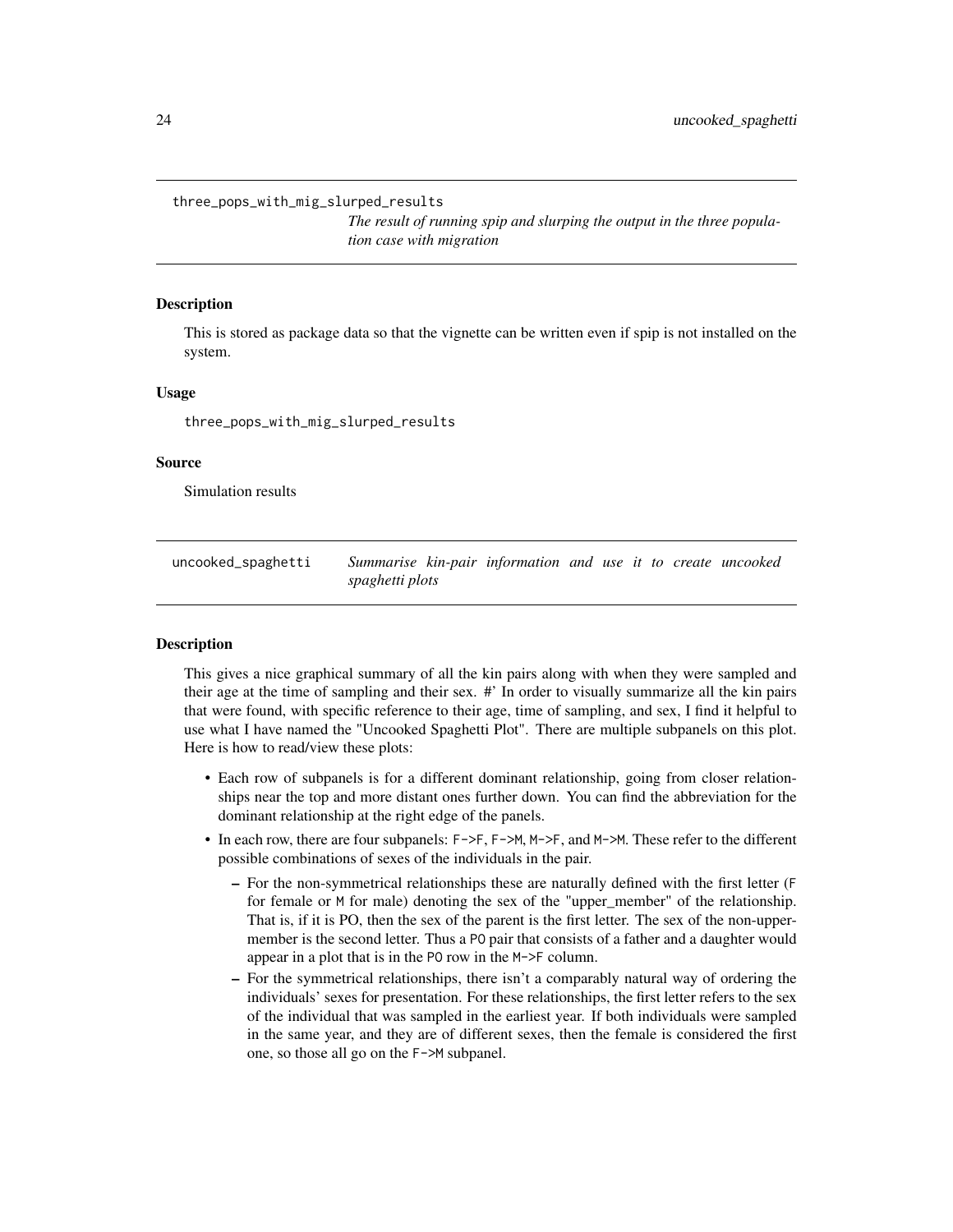## three_pops_with_mig_slurped_results

*The result of running spip and slurping the output in the three population case with migration*

### Description

This is stored as package data so that the vignette can be written even if spip is not installed on the system.

### Usage

```
three_pops_with_mig_slurped_results
```

### Source

Simulation results

## uncooked_spaghetti

*Summarise kin-pair information and use it to create uncooked spaghetti plots*

### Description

This gives a nice graphical summary of all the kin pairs along with when they were sampled and their age at the time of sampling and their sex. #' In order to visually summarize all the kin pairs that were found, with specific reference to their age, time of sampling, and sex, I find it helpful to use what I have named the "Uncooked Spaghetti Plot". There are multiple subpanels on this plot. Here is how to read/view these plots:

- Each row of subpanels is for a different dominant relationship, going from closer relationships near the top and more distant ones further down. You can find the abbreviation for the dominant relationship at the right edge of the panels.
- In each row, there are four subpanels: `F->F`, `F->M`, `M->F`, and `M->M`. These refer to the different possible combinations of sexes of the individuals in the pair.
  - For the non-symmetrical relationships these are naturally defined with the first letter (`F` for female or `M` for male) denoting the sex of the "upper_member" of the relationship. That is, if it is PO, then the sex of the parent is the first letter. The sex of the non-upper-member is the second letter. Thus a `PO` pair that consists of a father and a daughter would appear in a plot that is in the `PO` row in the `M->F` column.
  - For the symmetrical relationships, there isn't a comparably natural way of ordering the individuals' sexes for presentation. For these relationships, the first letter refers to the sex of the individual that was sampled in the earliest year. If both individuals were sampled in the same year, and they are of different sexes, then the female is considered the first one, so those all go on the `F->M` subpanel.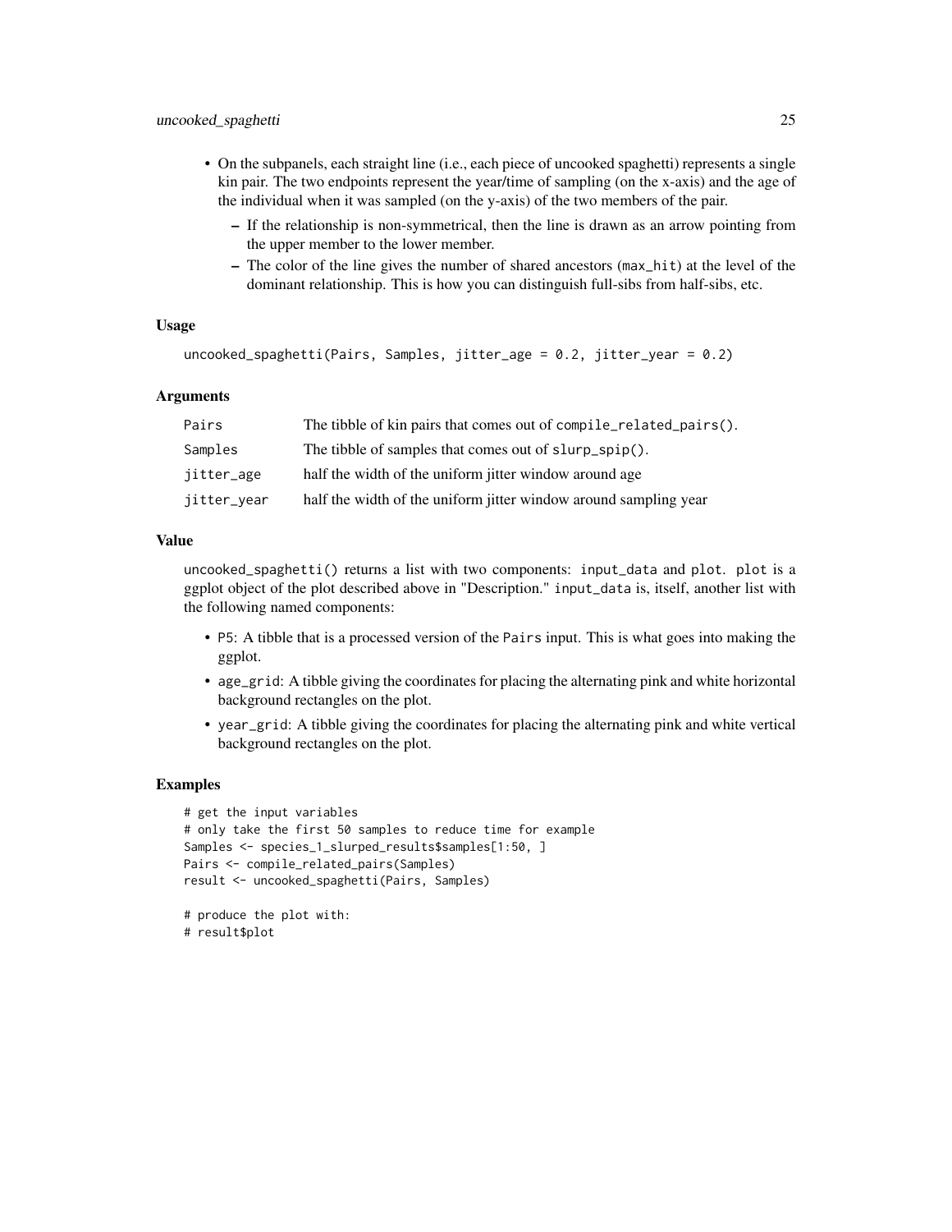- On the subpanels, each straight line (i.e., each piece of uncooked spaghetti) represents a single kin pair. The two endpoints represent the year/time of sampling (on the x-axis) and the age of the individual when it was sampled (on the y-axis) of the two members of the pair.
  - If the relationship is non-symmetrical, then the line is drawn as an arrow pointing from the upper member to the lower member.
  - The color of the line gives the number of shared ancestors (`max_hit`) at the level of the dominant relationship. This is how you can distinguish full-sibs from half-sibs, etc.

### Usage

```
uncooked_spaghetti(Pairs, Samples, jitter_age = 0.2, jitter_year = 0.2)
```

### Arguments

| | |
|---|---|
| `Pairs` | The tibble of kin pairs that comes out of `compile_related_pairs()`. |
| `Samples` | The tibble of samples that comes out of `slurp_spip()`. |
| `jitter_age` | half the width of the uniform jitter window around age |
| `jitter_year` | half the width of the uniform jitter window around sampling year |

### Value

`uncooked_spaghetti()` returns a list with two components: `input_data` and `plot`. `plot` is a ggplot object of the plot described above in "Description." `input_data` is, itself, another list with the following named components:

- `P5`: A tibble that is a processed version of the `Pairs` input. This is what goes into making the ggplot.
- `age_grid`: A tibble giving the coordinates for placing the alternating pink and white horizontal background rectangles on the plot.
- `year_grid`: A tibble giving the coordinates for placing the alternating pink and white vertical background rectangles on the plot.

### Examples

```
# get the input variables
# only take the first 50 samples to reduce time for example
Samples <- species_1_slurped_results$samples[1:50, ]
Pairs <- compile_related_pairs(Samples)
result <- uncooked_spaghetti(Pairs, Samples)

# produce the plot with:
# result$plot
```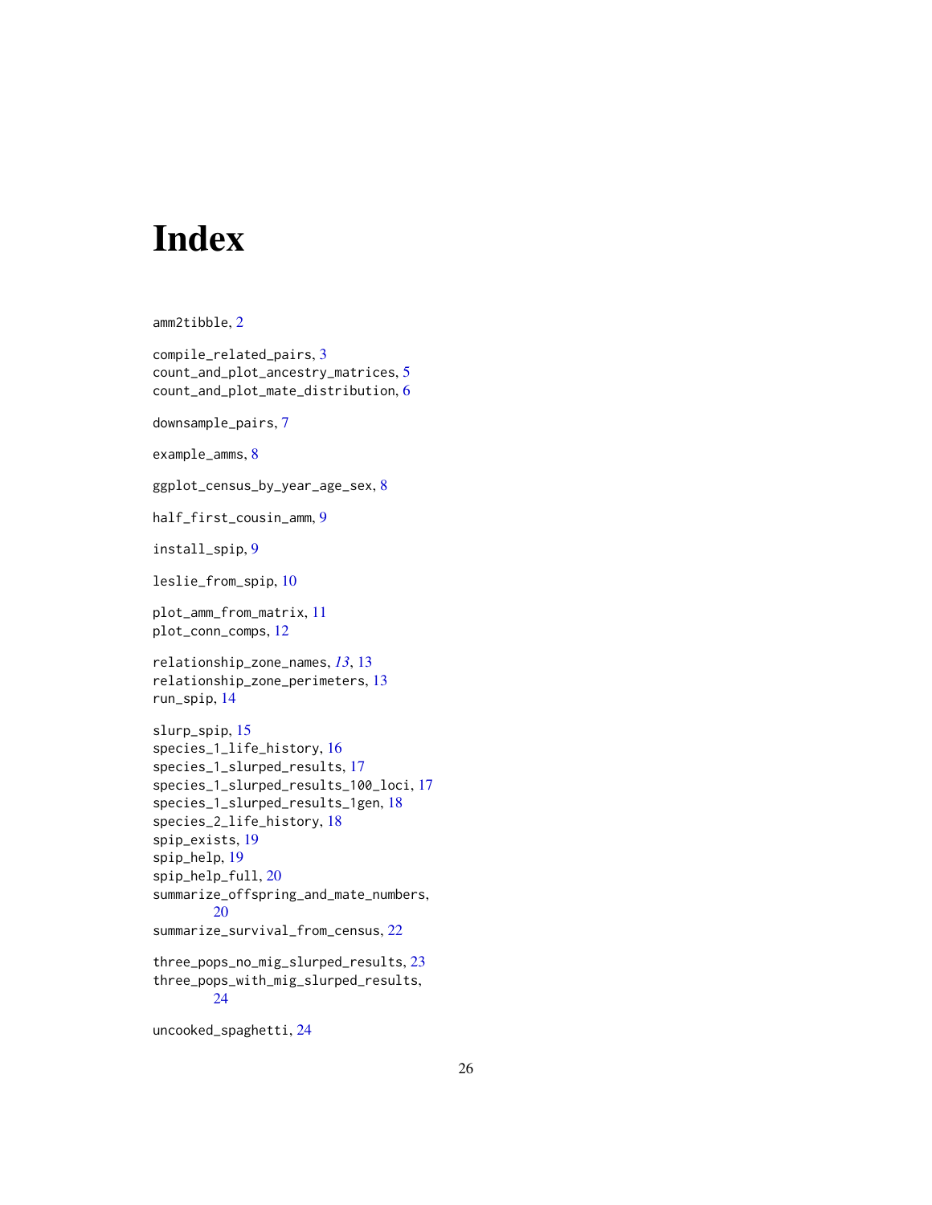# Index

amm2tibble, 2

compile_related_pairs, 3
count_and_plot_ancestry_matrices, 5
count_and_plot_mate_distribution, 6

downsample_pairs, 7

example_amms, 8

ggplot_census_by_year_age_sex, 8

half_first_cousin_amm, 9

install_spip, 9

leslie_from_spip, 10

plot_amm_from_matrix, 11
plot_conn_comps, 12

relationship_zone_names, *13*, 13
relationship_zone_perimeters, 13
run_spip, 14

slurp_spip, 15
species_1_life_history, 16
species_1_slurped_results, 17
species_1_slurped_results_100_loci, 17
species_1_slurped_results_1gen, 18
species_2_life_history, 18
spip_exists, 19
spip_help, 19
spip_help_full, 20
summarize_offspring_and_mate_numbers, 20
summarize_survival_from_census, 22

three_pops_no_mig_slurped_results, 23
three_pops_with_mig_slurped_results, 24

uncooked_spaghetti, 24